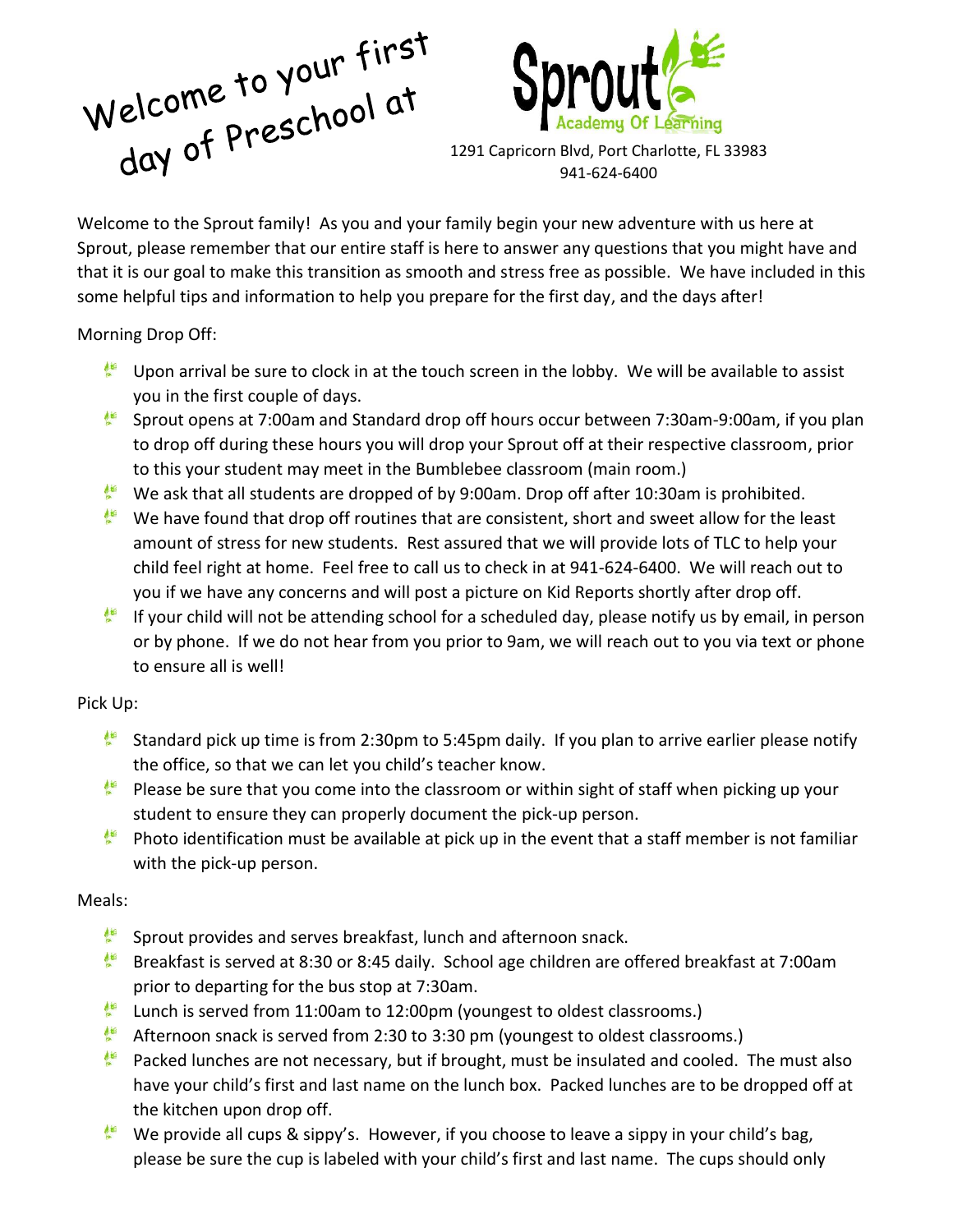# Welcome to your first day of Preschool at

**Sprout** Academy Of Learning

1291 Capricorn Blvd, Port Charlotte, FL 33983
941-624-6400

Welcome to the Sprout family! As you and your family begin your new adventure with us here at Sprout, please remember that our entire staff is here to answer any questions that you might have and that it is our goal to make this transition as smooth and stress free as possible. We have included in this some helpful tips and information to help you prepare for the first day, and the days after!

Morning Drop Off:

- Upon arrival be sure to clock in at the touch screen in the lobby. We will be available to assist you in the first couple of days.
- Sprout opens at 7:00am and Standard drop off hours occur between 7:30am-9:00am, if you plan to drop off during these hours you will drop your Sprout off at their respective classroom, prior to this your student may meet in the Bumblebee classroom (main room.)
- We ask that all students are dropped of by 9:00am. Drop off after 10:30am is prohibited.
- We have found that drop off routines that are consistent, short and sweet allow for the least amount of stress for new students. Rest assured that we will provide lots of TLC to help your child feel right at home. Feel free to call us to check in at 941-624-6400. We will reach out to you if we have any concerns and will post a picture on Kid Reports shortly after drop off.
- If your child will not be attending school for a scheduled day, please notify us by email, in person or by phone. If we do not hear from you prior to 9am, we will reach out to you via text or phone to ensure all is well!

Pick Up:

- Standard pick up time is from 2:30pm to 5:45pm daily. If you plan to arrive earlier please notify the office, so that we can let you child's teacher know.
- Please be sure that you come into the classroom or within sight of staff when picking up your student to ensure they can properly document the pick-up person.
- Photo identification must be available at pick up in the event that a staff member is not familiar with the pick-up person.

Meals:

- Sprout provides and serves breakfast, lunch and afternoon snack.
- Breakfast is served at 8:30 or 8:45 daily. School age children are offered breakfast at 7:00am prior to departing for the bus stop at 7:30am.
- Lunch is served from 11:00am to 12:00pm (youngest to oldest classrooms.)
- Afternoon snack is served from 2:30 to 3:30 pm (youngest to oldest classrooms.)
- Packed lunches are not necessary, but if brought, must be insulated and cooled. The must also have your child's first and last name on the lunch box. Packed lunches are to be dropped off at the kitchen upon drop off.
- We provide all cups & sippy's. However, if you choose to leave a sippy in your child's bag, please be sure the cup is labeled with your child's first and last name. The cups should only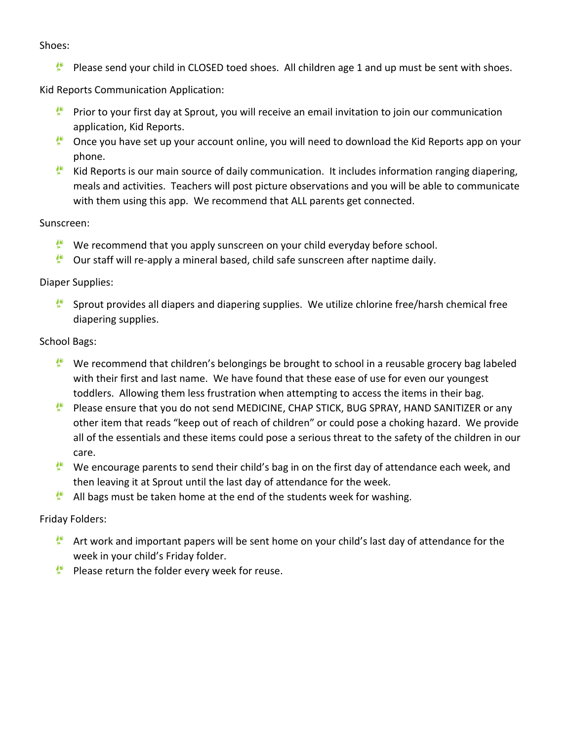Shoes:

- Please send your child in CLOSED toed shoes. All children age 1 and up must be sent with shoes.

Kid Reports Communication Application:

- Prior to your first day at Sprout, you will receive an email invitation to join our communication application, Kid Reports.
- Once you have set up your account online, you will need to download the Kid Reports app on your phone.
- Kid Reports is our main source of daily communication. It includes information ranging diapering, meals and activities. Teachers will post picture observations and you will be able to communicate with them using this app. We recommend that ALL parents get connected.

Sunscreen:

- We recommend that you apply sunscreen on your child everyday before school.
- Our staff will re-apply a mineral based, child safe sunscreen after naptime daily.

Diaper Supplies:

- Sprout provides all diapers and diapering supplies. We utilize chlorine free/harsh chemical free diapering supplies.

School Bags:

- We recommend that children's belongings be brought to school in a reusable grocery bag labeled with their first and last name. We have found that these ease of use for even our youngest toddlers. Allowing them less frustration when attempting to access the items in their bag.
- Please ensure that you do not send MEDICINE, CHAP STICK, BUG SPRAY, HAND SANITIZER or any other item that reads "keep out of reach of children" or could pose a choking hazard. We provide all of the essentials and these items could pose a serious threat to the safety of the children in our care.
- We encourage parents to send their child's bag in on the first day of attendance each week, and then leaving it at Sprout until the last day of attendance for the week.
- All bags must be taken home at the end of the students week for washing.

Friday Folders:

- Art work and important papers will be sent home on your child's last day of attendance for the week in your child's Friday folder.
- Please return the folder every week for reuse.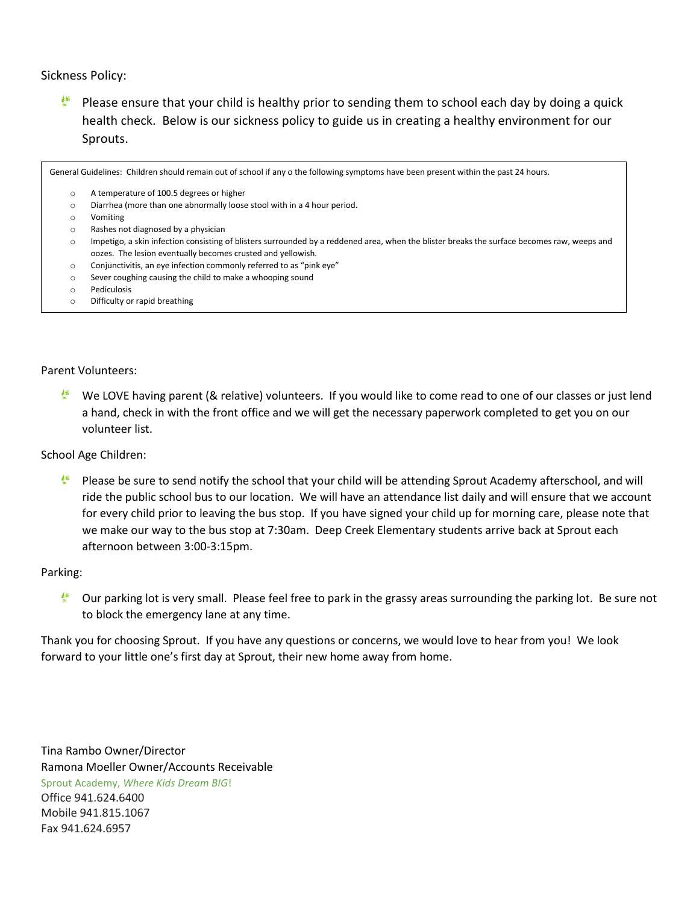Sickness Policy:

- Please ensure that your child is healthy prior to sending them to school each day by doing a quick health check. Below is our sickness policy to guide us in creating a healthy environment for our Sprouts.

General Guidelines: Children should remain out of school if any o the following symptoms have been present within the past 24 hours.

- A temperature of 100.5 degrees or higher
- Diarrhea (more than one abnormally loose stool with in a 4 hour period.
- Vomiting
- Rashes not diagnosed by a physician
- Impetigo, a skin infection consisting of blisters surrounded by a reddened area, when the blister breaks the surface becomes raw, weeps and oozes. The lesion eventually becomes crusted and yellowish.
- Conjunctivitis, an eye infection commonly referred to as "pink eye"
- Sever coughing causing the child to make a whooping sound
- Pediculosis
- Difficulty or rapid breathing

Parent Volunteers:

- We LOVE having parent (& relative) volunteers. If you would like to come read to one of our classes or just lend a hand, check in with the front office and we will get the necessary paperwork completed to get you on our volunteer list.

School Age Children:

- Please be sure to send notify the school that your child will be attending Sprout Academy afterschool, and will ride the public school bus to our location. We will have an attendance list daily and will ensure that we account for every child prior to leaving the bus stop. If you have signed your child up for morning care, please note that we make our way to the bus stop at 7:30am. Deep Creek Elementary students arrive back at Sprout each afternoon between 3:00-3:15pm.

Parking:

- Our parking lot is very small. Please feel free to park in the grassy areas surrounding the parking lot. Be sure not to block the emergency lane at any time.

Thank you for choosing Sprout. If you have any questions or concerns, we would love to hear from you! We look forward to your little one's first day at Sprout, their new home away from home.

Tina Rambo Owner/Director
Ramona Moeller Owner/Accounts Receivable
Sprout Academy, *Where Kids Dream BIG*!
Office 941.624.6400
Mobile 941.815.1067
Fax 941.624.6957